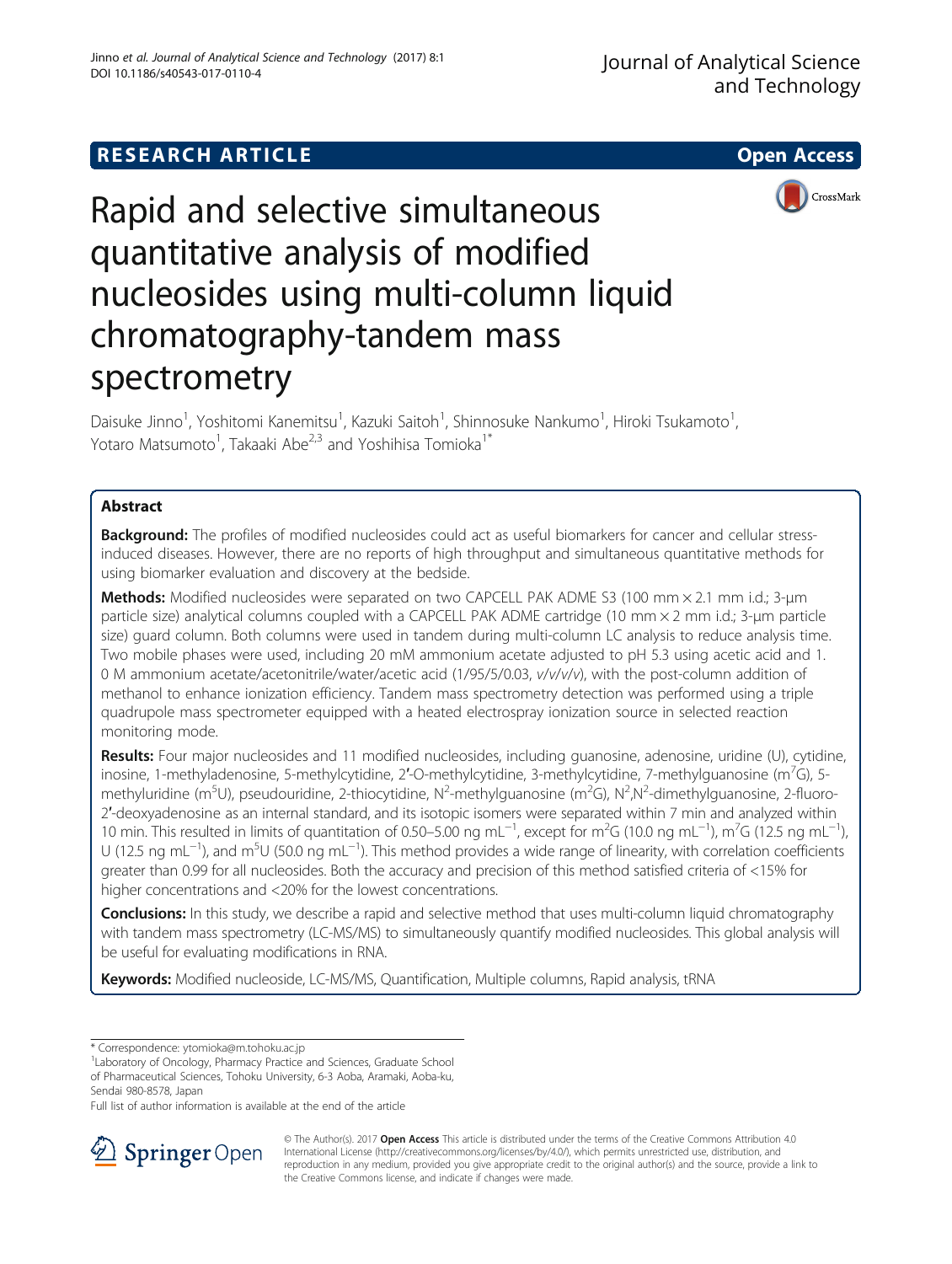RESEARCH ARTICLE

Open Access

# Rapid and selective simultaneous quantitative analysis of modified nucleosides using multi-column liquid chromatography-tandem mass spectrometry

Daisuke Jinno[1], Yoshitomi Kanemitsu[1], Kazuki Saitoh[1], Shinnosuke Nankumo[1], Hiroki Tsukamoto[1], Yotaro Matsumoto[1], Takaaki Abe[2,3] and Yoshihisa Tomioka[1*]

## Abstract

**Background:** The profiles of modified nucleosides could act as useful biomarkers for cancer and cellular stress-induced diseases. However, there are no reports of high throughput and simultaneous quantitative methods for using biomarker evaluation and discovery at the bedside.

**Methods:** Modified nucleosides were separated on two CAPCELL PAK ADME S3 (100 mm × 2.1 mm i.d.; 3-μm particle size) analytical columns coupled with a CAPCELL PAK ADME cartridge (10 mm × 2 mm i.d.; 3-μm particle size) guard column. Both columns were used in tandem during multi-column LC analysis to reduce analysis time. Two mobile phases were used, including 20 mM ammonium acetate adjusted to pH 5.3 using acetic acid and 1.0 M ammonium acetate/acetonitrile/water/acetic acid (1/95/5/0.03, *v/v/v/v*), with the post-column addition of methanol to enhance ionization efficiency. Tandem mass spectrometry detection was performed using a triple quadrupole mass spectrometer equipped with a heated electrospray ionization source in selected reaction monitoring mode.

**Results:** Four major nucleosides and 11 modified nucleosides, including guanosine, adenosine, uridine (U), cytidine, inosine, 1-methyladenosine, 5-methylcytidine, 2′-O-methylcytidine, 3-methylcytidine, 7-methylguanosine ($m^7G$), 5-methyluridine ($m^5U$), pseudouridine, 2-thiocytidine, $N^2$-methylguanosine ($m^2G$), $N^2$,$N^2$-dimethylguanosine, 2-fluoro-2′-deoxyadenosine as an internal standard, and its isotopic isomers were separated within 7 min and analyzed within 10 min. This resulted in limits of quantitation of 0.50–5.00 ng $mL^{-1}$, except for $m^2G$ (10.0 ng $mL^{-1}$), $m^7G$ (12.5 ng $mL^{-1}$), U (12.5 ng $mL^{-1}$), and $m^5U$ (50.0 ng $mL^{-1}$). This method provides a wide range of linearity, with correlation coefficients greater than 0.99 for all nucleosides. Both the accuracy and precision of this method satisfied criteria of <15% for higher concentrations and <20% for the lowest concentrations.

**Conclusions:** In this study, we describe a rapid and selective method that uses multi-column liquid chromatography with tandem mass spectrometry (LC-MS/MS) to simultaneously quantify modified nucleosides. This global analysis will be useful for evaluating modifications in RNA.

**Keywords:** Modified nucleoside, LC-MS/MS, Quantification, Multiple columns, Rapid analysis, tRNA

\* Correspondence: ytomioka@m.tohoku.ac.jp
[1]Laboratory of Oncology, Pharmacy Practice and Sciences, Graduate School of Pharmaceutical Sciences, Tohoku University, 6-3 Aoba, Aramaki, Aoba-ku, Sendai 980-8578, Japan
Full list of author information is available at the end of the article

© The Author(s). 2017 **Open Access** This article is distributed under the terms of the Creative Commons Attribution 4.0 International License (http://creativecommons.org/licenses/by/4.0/), which permits unrestricted use, distribution, and reproduction in any medium, provided you give appropriate credit to the original author(s) and the source, provide a link to the Creative Commons license, and indicate if changes were made.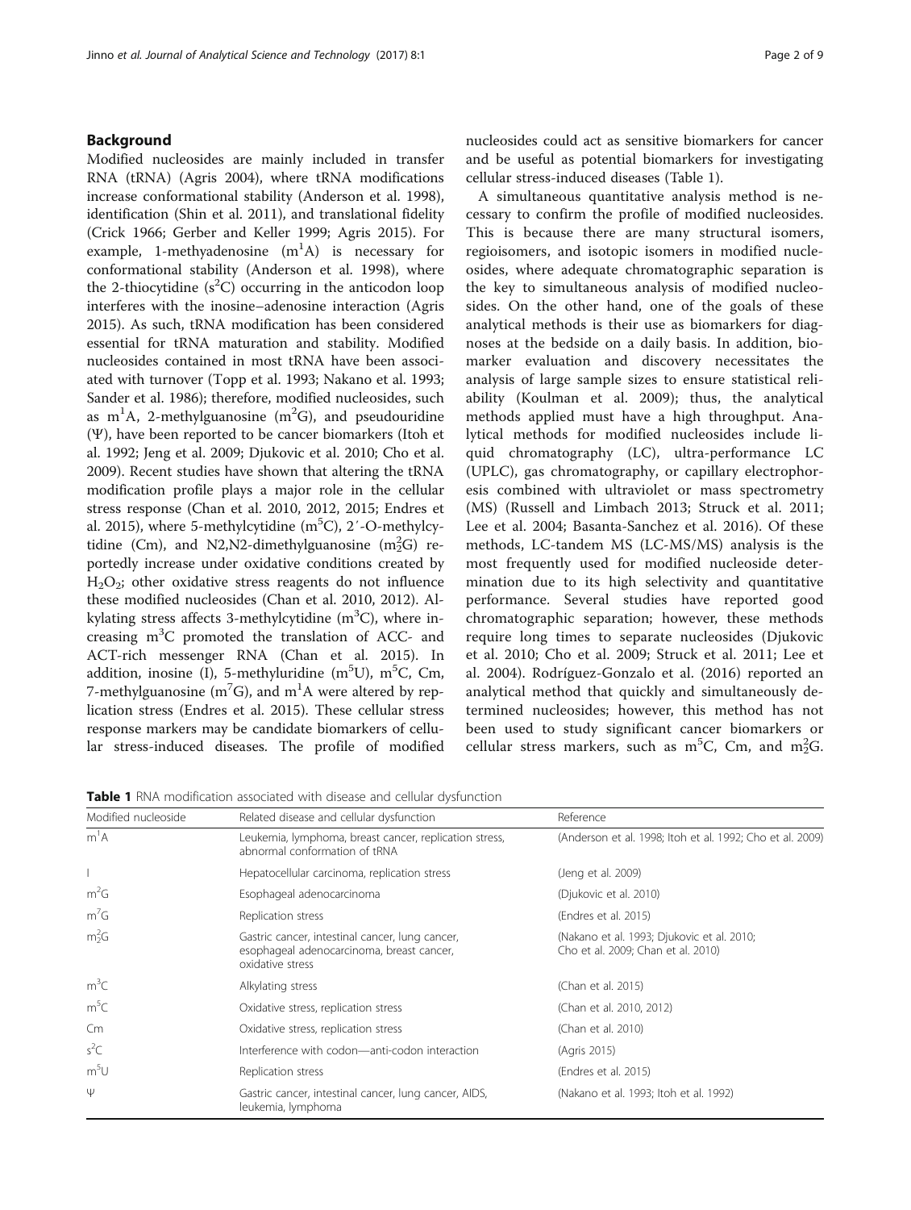## Background

Modified nucleosides are mainly included in transfer RNA (tRNA) (Agris 2004), where tRNA modifications increase conformational stability (Anderson et al. 1998), identification (Shin et al. 2011), and translational fidelity (Crick 1966; Gerber and Keller 1999; Agris 2015). For example, 1-methyadenosine ($m^1A$) is necessary for conformational stability (Anderson et al. 1998), where the 2-thiocytidine ($s^2C$) occurring in the anticodon loop interferes with the inosine–adenosine interaction (Agris 2015). As such, tRNA modification has been considered essential for tRNA maturation and stability. Modified nucleosides contained in most tRNA have been associated with turnover (Topp et al. 1993; Nakano et al. 1993; Sander et al. 1986); therefore, modified nucleosides, such as $m^1A$, 2-methylguanosine ($m^2G$), and pseudouridine (Ψ), have been reported to be cancer biomarkers (Itoh et al. 1992; Jeng et al. 2009; Djukovic et al. 2010; Cho et al. 2009). Recent studies have shown that altering the tRNA modification profile plays a major role in the cellular stress response (Chan et al. 2010, 2012, 2015; Endres et al. 2015), where 5-methylcytidine ($m^5C$), 2′-O-methylcytidine (Cm), and N2,N2-dimethylguanosine ($m^2_2G$) reportedly increase under oxidative conditions created by $H_2O_2$; other oxidative stress reagents do not influence these modified nucleosides (Chan et al. 2010, 2012). Alkylating stress affects 3-methylcytidine ($m^3C$), where increasing $m^3C$ promoted the translation of ACC- and ACT-rich messenger RNA (Chan et al. 2015). In addition, inosine (I), 5-methyluridine ($m^5U$), $m^5C$, Cm, 7-methylguanosine ($m^7G$), and $m^1A$ were altered by replication stress (Endres et al. 2015). These cellular stress response markers may be candidate biomarkers of cellular stress-induced diseases. The profile of modified nucleosides could act as sensitive biomarkers for cancer and be useful as potential biomarkers for investigating cellular stress-induced diseases (Table 1).

A simultaneous quantitative analysis method is necessary to confirm the profile of modified nucleosides. This is because there are many structural isomers, regioisomers, and isotopic isomers in modified nucleosides, where adequate chromatographic separation is the key to simultaneous analysis of modified nucleosides. On the other hand, one of the goals of these analytical methods is their use as biomarkers for diagnoses at the bedside on a daily basis. In addition, biomarker evaluation and discovery necessitates the analysis of large sample sizes to ensure statistical reliability (Koulman et al. 2009); thus, the analytical methods applied must have a high throughput. Analytical methods for modified nucleosides include liquid chromatography (LC), ultra-performance LC (UPLC), gas chromatography, or capillary electrophoresis combined with ultraviolet or mass spectrometry (MS) (Russell and Limbach 2013; Struck et al. 2011; Lee et al. 2004; Basanta-Sanchez et al. 2016). Of these methods, LC-tandem MS (LC-MS/MS) analysis is the most frequently used for modified nucleoside determination due to its high selectivity and quantitative performance. Several studies have reported good chromatographic separation; however, these methods require long times to separate nucleosides (Djukovic et al. 2010; Cho et al. 2009; Struck et al. 2011; Lee et al. 2004). Rodríguez-Gonzalo et al. (2016) reported an analytical method that quickly and simultaneously determined nucleosides; however, this method has not been used to study significant cancer biomarkers or cellular stress markers, such as $m^5C$, Cm, and $m^2_2G$.

**Table 1** RNA modification associated with disease and cellular dysfunction

| Modified nucleoside | Related disease and cellular dysfunction | Reference |
|---|---|---|
| $m^1A$ | Leukemia, lymphoma, breast cancer, replication stress, abnormal conformation of tRNA | (Anderson et al. 1998; Itoh et al. 1992; Cho et al. 2009) |
| I | Hepatocellular carcinoma, replication stress | (Jeng et al. 2009) |
| $m^2G$ | Esophageal adenocarcinoma | (Djukovic et al. 2010) |
| $m^7G$ | Replication stress | (Endres et al. 2015) |
| $m^2_2G$ | Gastric cancer, intestinal cancer, lung cancer, esophageal adenocarcinoma, breast cancer, oxidative stress | (Nakano et al. 1993; Djukovic et al. 2010; Cho et al. 2009; Chan et al. 2010) |
| $m^3C$ | Alkylating stress | (Chan et al. 2015) |
| $m^5C$ | Oxidative stress, replication stress | (Chan et al. 2010, 2012) |
| Cm | Oxidative stress, replication stress | (Chan et al. 2010) |
| $s^2C$ | Interference with codon—anti-codon interaction | (Agris 2015) |
| $m^5U$ | Replication stress | (Endres et al. 2015) |
| Ψ | Gastric cancer, intestinal cancer, lung cancer, AIDS, leukemia, lymphoma | (Nakano et al. 1993; Itoh et al. 1992) |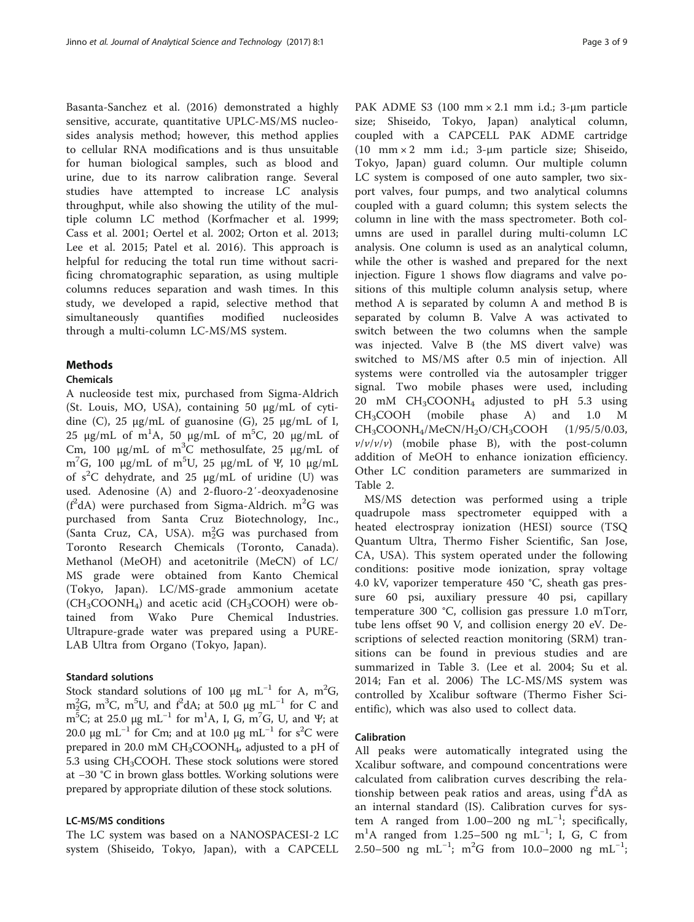Basanta-Sanchez et al. (2016) demonstrated a highly sensitive, accurate, quantitative UPLC-MS/MS nucleosides analysis method; however, this method applies to cellular RNA modifications and is thus unsuitable for human biological samples, such as blood and urine, due to its narrow calibration range. Several studies have attempted to increase LC analysis throughput, while also showing the utility of the multiple column LC method (Korfmacher et al. 1999; Cass et al. 2001; Oertel et al. 2002; Orton et al. 2013; Lee et al. 2015; Patel et al. 2016). This approach is helpful for reducing the total run time without sacrificing chromatographic separation, as using multiple columns reduces separation and wash times. In this study, we developed a rapid, selective method that simultaneously quantifies modified nucleosides through a multi-column LC-MS/MS system.

## Methods

### Chemicals

A nucleoside test mix, purchased from Sigma-Aldrich (St. Louis, MO, USA), containing 50 μg/mL of cytidine (C), 25 μg/mL of guanosine (G), 25 μg/mL of I, 25 μg/mL of $m^1A$, 50 μg/mL of $m^5C$, 20 μg/mL of Cm, 100 μg/mL of $m^3C$ methosulfate, 25 μg/mL of $m^7G$, 100 μg/mL of $m^5U$, 25 μg/mL of Ψ, 10 μg/mL of $s^2C$ dehydrate, and 25 μg/mL of uridine (U) was used. Adenosine (A) and 2-fluoro-2′-deoxyadenosine ($f^2dA$) were purchased from Sigma-Aldrich. $m^2G$ was purchased from Santa Cruz Biotechnology, Inc., (Santa Cruz, CA, USA). $m^2_2G$ was purchased from Toronto Research Chemicals (Toronto, Canada). Methanol (MeOH) and acetonitrile (MeCN) of LC/MS grade were obtained from Kanto Chemical (Tokyo, Japan). LC/MS-grade ammonium acetate ($CH_3COONH_4$) and acetic acid ($CH_3COOH$) were obtained from Wako Pure Chemical Industries. Ultrapure-grade water was prepared using a PURELAB Ultra from Organo (Tokyo, Japan).

### Standard solutions

Stock standard solutions of 100 μg $mL^{-1}$ for A, $m^2G$, $m^2_2G$, $m^3C$, $m^5U$, and $f^2dA$; at 50.0 μg $mL^{-1}$ for C and $m^5C$; at 25.0 μg $mL^{-1}$ for $m^1A$, I, G, $m^7G$, U, and Ψ; at 20.0 μg $mL^{-1}$ for Cm; and at 10.0 μg $mL^{-1}$ for $s^2C$ were prepared in 20.0 mM $CH_3COONH_4$, adjusted to a pH of 5.3 using $CH_3COOH$. These stock solutions were stored at −30 °C in brown glass bottles. Working solutions were prepared by appropriate dilution of these stock solutions.

### LC-MS/MS conditions

The LC system was based on a NANOSPACESI-2 LC system (Shiseido, Tokyo, Japan), with a CAPCELL PAK ADME S3 (100 mm × 2.1 mm i.d.; 3-μm particle size; Shiseido, Tokyo, Japan) analytical column, coupled with a CAPCELL PAK ADME cartridge (10 mm × 2 mm i.d.; 3-μm particle size; Shiseido, Tokyo, Japan) guard column. Our multiple column LC system is composed of one auto sampler, two six-port valves, four pumps, and two analytical columns coupled with a guard column; this system selects the column in line with the mass spectrometer. Both columns are used in parallel during multi-column LC analysis. One column is used as an analytical column, while the other is washed and prepared for the next injection. Figure 1 shows flow diagrams and valve positions of this multiple column analysis setup, where method A is separated by column A and method B is separated by column B. Valve A was activated to switch between the two columns when the sample was injected. Valve B (the MS divert valve) was switched to MS/MS after 0.5 min of injection. All systems were controlled via the autosampler trigger signal. Two mobile phases were used, including 20 mM $CH_3COONH_4$ adjusted to pH 5.3 using $CH_3COOH$ (mobile phase A) and 1.0 M $CH_3COONH_4$/MeCN/$H_2O$/$CH_3COOH$ (1/95/5/0.03, *v*/*v*/*v*/*v*) (mobile phase B), with the post-column addition of MeOH to enhance ionization efficiency. Other LC condition parameters are summarized in Table 2.

MS/MS detection was performed using a triple quadrupole mass spectrometer equipped with a heated electrospray ionization (HESI) source (TSQ Quantum Ultra, Thermo Fisher Scientific, San Jose, CA, USA). This system operated under the following conditions: positive mode ionization, spray voltage 4.0 kV, vaporizer temperature 450 °C, sheath gas pressure 60 psi, auxiliary pressure 40 psi, capillary temperature 300 °C, collision gas pressure 1.0 mTorr, tube lens offset 90 V, and collision energy 20 eV. Descriptions of selected reaction monitoring (SRM) transitions can be found in previous studies and are summarized in Table 3. (Lee et al. 2004; Su et al. 2014; Fan et al. 2006) The LC-MS/MS system was controlled by Xcalibur software (Thermo Fisher Scientific), which was also used to collect data.

### Calibration

All peaks were automatically integrated using the Xcalibur software, and compound concentrations were calculated from calibration curves describing the relationship between peak ratios and areas, using $f^2dA$ as an internal standard (IS). Calibration curves for system A ranged from 1.00–200 ng $mL^{-1}$; specifically, $m^1A$ ranged from 1.25–500 ng $mL^{-1}$; I, G, C from 2.50–500 ng $mL^{-1}$; $m^2G$ from 10.0–2000 ng $mL^{-1}$;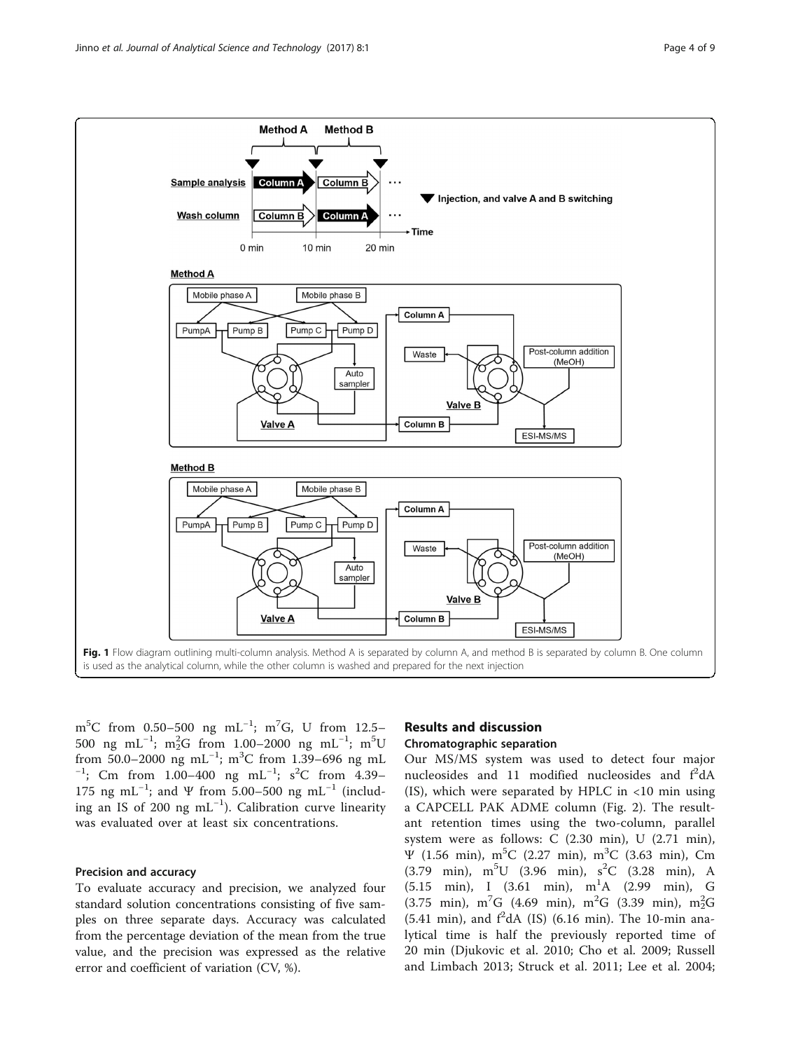Fig. 1 Flow diagram outlining multi-column analysis. Method A is separated by column A, and method B is separated by column B. One column is used as the analytical column, while the other column is washed and prepared for the next injection

$m^5C$ from 0.50–500 ng mL$^{-1}$; $m^7G$, U from 12.5–500 ng mL$^{-1}$; $m^2_2G$ from 1.00–2000 ng mL$^{-1}$; $m^5U$ from 50.0–2000 ng mL$^{-1}$; $m^3C$ from 1.39–696 ng mL$^{-1}$; Cm from 1.00–400 ng mL$^{-1}$; $s^2C$ from 4.39–175 ng mL$^{-1}$; and Ψ from 5.00–500 ng mL$^{-1}$ (including an IS of 200 ng mL$^{-1}$). Calibration curve linearity was evaluated over at least six concentrations.

### Precision and accuracy

To evaluate accuracy and precision, we analyzed four standard solution concentrations consisting of five samples on three separate days. Accuracy was calculated from the percentage deviation of the mean from the true value, and the precision was expressed as the relative error and coefficient of variation (CV, %).

## Results and discussion

### Chromatographic separation

Our MS/MS system was used to detect four major nucleosides and 11 modified nucleosides and $f^2dA$ (IS), which were separated by HPLC in <10 min using a CAPCELL PAK ADME column (Fig. 2). The resultant retention times using the two-column, parallel system were as follows: C (2.30 min), U (2.71 min), Ψ (1.56 min), $m^5C$ (2.27 min), $m^3C$ (3.63 min), Cm (3.79 min), $m^5U$ (3.96 min), $s^2C$ (3.28 min), A (5.15 min), I (3.61 min), $m^1A$ (2.99 min), G (3.75 min), $m^7G$ (4.69 min), $m^2G$ (3.39 min), $m^2_2G$ (5.41 min), and $f^2dA$ (IS) (6.16 min). The 10-min analytical time is half the previously reported time of 20 min (Djukovic et al. 2010; Cho et al. 2009; Russell and Limbach 2013; Struck et al. 2011; Lee et al. 2004;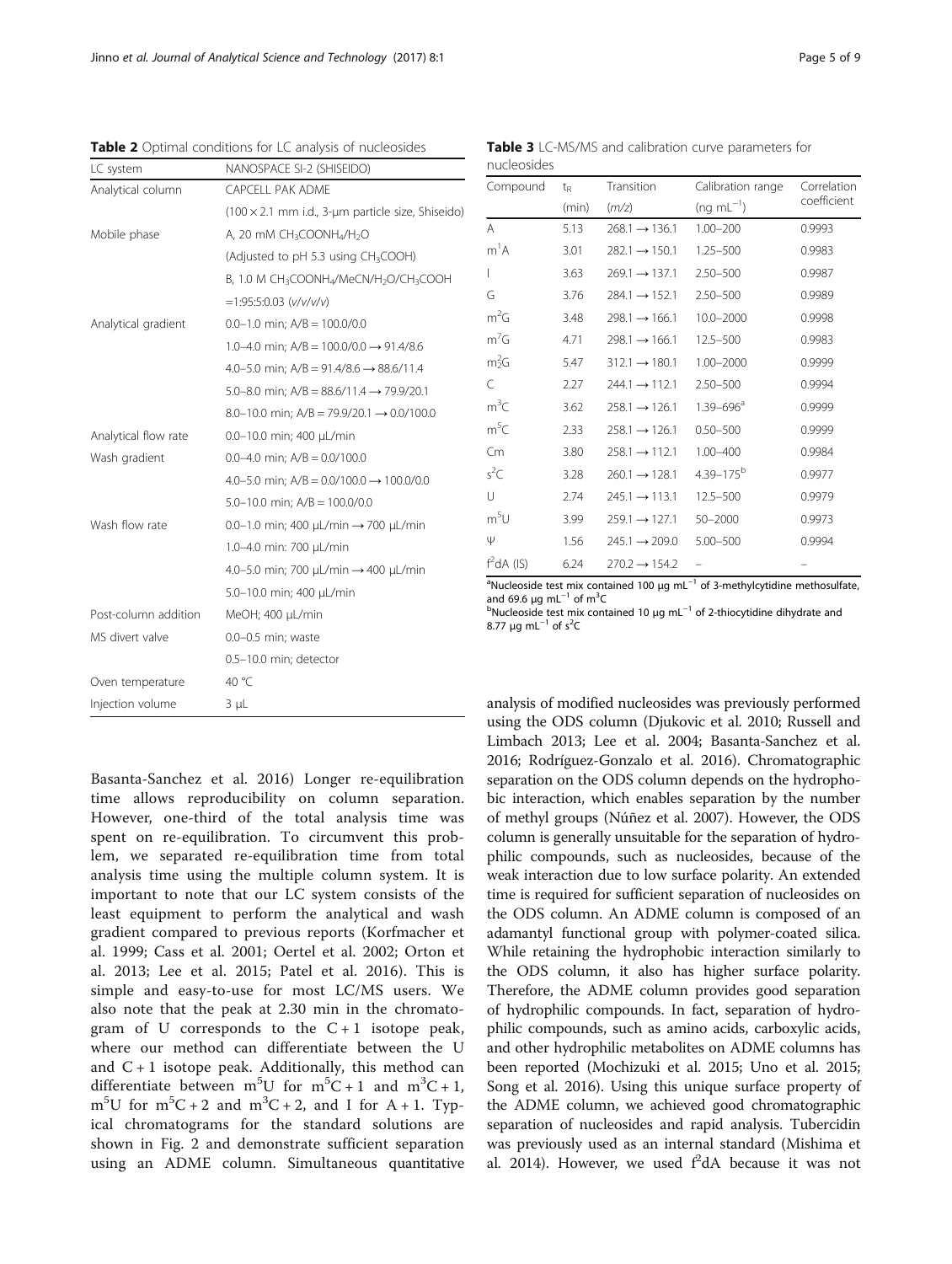**Table 2** Optimal conditions for LC analysis of nucleosides

| LC system | NANOSPACE SI-2 (SHISEIDO) |
|---|---|
| Analytical column | CAPCELL PAK ADME |
| | (100 × 2.1 mm i.d., 3-μm particle size, Shiseido) |
| Mobile phase | A, 20 mM $CH_3COONH_4/H_2O$ |
| | (Adjusted to pH 5.3 using $CH_3COOH$) |
| | B, 1.0 M $CH_3COONH_4/MeCN/H_2O/CH_3COOH$ |
| | =1:95:5:0.03 (v/v/v/v) |
| Analytical gradient | 0.0–1.0 min; A/B = 100.0/0.0 |
| | 1.0–4.0 min; A/B = 100.0/0.0 → 91.4/8.6 |
| | 4.0–5.0 min; A/B = 91.4/8.6 → 88.6/11.4 |
| | 5.0–8.0 min; A/B = 88.6/11.4 → 79.9/20.1 |
| | 8.0–10.0 min; A/B = 79.9/20.1 → 0.0/100.0 |
| Analytical flow rate | 0.0–10.0 min; 400 μL/min |
| Wash gradient | 0.0–4.0 min; A/B = 0.0/100.0 |
| | 4.0–5.0 min; A/B = 0.0/100.0 → 100.0/0.0 |
| | 5.0–10.0 min; A/B = 100.0/0.0 |
| Wash flow rate | 0.0–1.0 min; 400 μL/min → 700 μL/min |
| | 1.0–4.0 min: 700 μL/min |
| | 4.0–5.0 min; 700 μL/min → 400 μL/min |
| | 5.0–10.0 min; 400 μL/min |
| Post-column addition | MeOH; 400 μL/min |
| MS divert valve | 0.0–0.5 min; waste |
| | 0.5–10.0 min; detector |
| Oven temperature | 40 °C |
| Injection volume | 3 μL |

**Table 3** LC-MS/MS and calibration curve parameters for nucleosides

| Compound | $t_R$ (min) | Transition ($m/z$) | Calibration range ($ng\ mL^{-1}$) | Correlation coefficient |
|---|---|---|---|---|
| A | 5.13 | 268.1 → 136.1 | 1.00–200 | 0.9993 |
| $m^1A$ | 3.01 | 282.1 → 150.1 | 1.25–500 | 0.9983 |
| I | 3.63 | 269.1 → 137.1 | 2.50–500 | 0.9987 |
| G | 3.76 | 284.1 → 152.1 | 2.50–500 | 0.9989 |
| $m^2G$ | 3.48 | 298.1 → 166.1 | 10.0–2000 | 0.9998 |
| $m^7G$ | 4.71 | 298.1 → 166.1 | 12.5–500 | 0.9983 |
| $m^2_2G$ | 5.47 | 312.1 → 180.1 | 1.00–2000 | 0.9999 |
| C | 2.27 | 244.1 → 112.1 | 2.50–500 | 0.9994 |
| $m^3C$ | 3.62 | 258.1 → 126.1 | 1.39–696[a] | 0.9999 |
| $m^5C$ | 2.33 | 258.1 → 126.1 | 0.50–500 | 0.9999 |
| Cm | 3.80 | 258.1 → 112.1 | 1.00–400 | 0.9984 |
| $s^2C$ | 3.28 | 260.1 → 128.1 | 4.39–175[b] | 0.9977 |
| U | 2.74 | 245.1 → 113.1 | 12.5–500 | 0.9979 |
| $m^5U$ | 3.99 | 259.1 → 127.1 | 50–2000 | 0.9973 |
| Ψ | 1.56 | 245.1 → 209.0 | 5.00–500 | 0.9994 |
| $f^2dA$ (IS) | 6.24 | 270.2 → 154.2 | – | – |

[a]Nucleoside test mix contained 100 μg $mL^{-1}$ of 3-methylcytidine methosulfate, and 69.6 μg $mL^{-1}$ of $m^3C$
[b]Nucleoside test mix contained 10 μg $mL^{-1}$ of 2-thiocytidine dihydrate and 8.77 μg $mL^{-1}$ of $s^2C$

Basanta-Sanchez et al. 2016) Longer re-equilibration time allows reproducibility on column separation. However, one-third of the total analysis time was spent on re-equilibration. To circumvent this problem, we separated re-equilibration time from total analysis time using the multiple column system. It is important to note that our LC system consists of the least equipment to perform the analytical and wash gradient compared to previous reports (Korfmacher et al. 1999; Cass et al. 2001; Oertel et al. 2002; Orton et al. 2013; Lee et al. 2015; Patel et al. 2016). This is simple and easy-to-use for most LC/MS users. We also note that the peak at 2.30 min in the chromatogram of U corresponds to the C + 1 isotope peak, where our method can differentiate between the U and C + 1 isotope peak. Additionally, this method can differentiate between $m^5U$ for $m^5C + 1$ and $m^3C + 1$, $m^5U$ for $m^5C + 2$ and $m^3C + 2$, and I for A + 1. Typical chromatograms for the standard solutions are shown in Fig. 2 and demonstrate sufficient separation using an ADME column. Simultaneous quantitative analysis of modified nucleosides was previously performed using the ODS column (Djukovic et al. 2010; Russell and Limbach 2013; Lee et al. 2004; Basanta-Sanchez et al. 2016; Rodríguez-Gonzalo et al. 2016). Chromatographic separation on the ODS column depends on the hydrophobic interaction, which enables separation by the number of methyl groups (Núñez et al. 2007). However, the ODS column is generally unsuitable for the separation of hydrophilic compounds, such as nucleosides, because of the weak interaction due to low surface polarity. An extended time is required for sufficient separation of nucleosides on the ODS column. An ADME column is composed of an adamantyl functional group with polymer-coated silica. While retaining the hydrophobic interaction similarly to the ODS column, it also has higher surface polarity. Therefore, the ADME column provides good separation of hydrophilic compounds. In fact, separation of hydrophilic compounds, such as amino acids, carboxylic acids, and other hydrophilic metabolites on ADME columns has been reported (Mochizuki et al. 2015; Uno et al. 2015; Song et al. 2016). Using this unique surface property of the ADME column, we achieved good chromatographic separation of nucleosides and rapid analysis. Tubercidin was previously used as an internal standard (Mishima et al. 2014). However, we used $f^2dA$ because it was not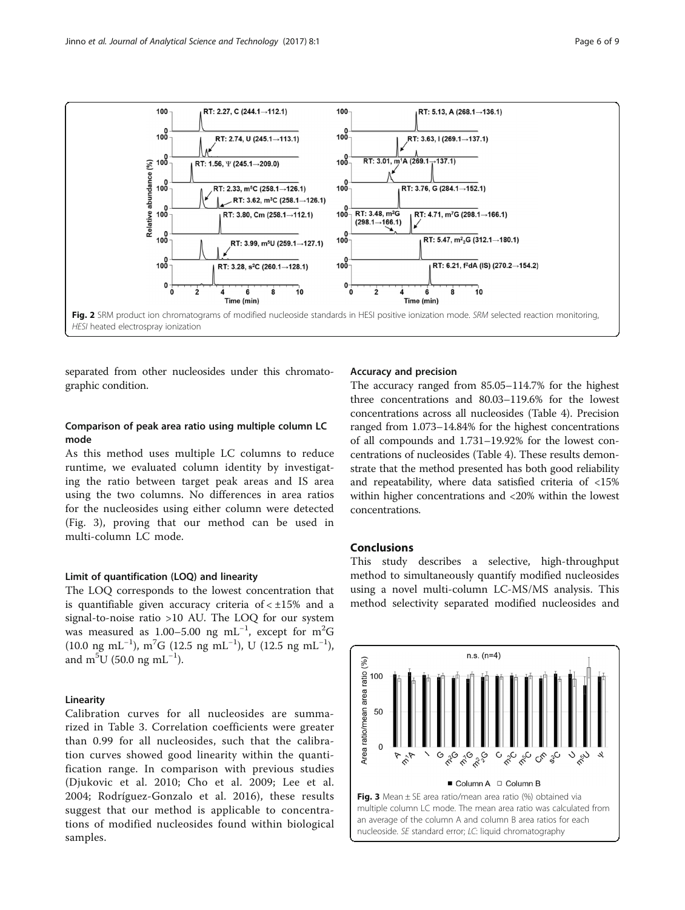Fig. 2 SRM product ion chromatograms of modified nucleoside standards in HESI positive ionization mode. *SRM* selected reaction monitoring, *HESI* heated electrospray ionization

separated from other nucleosides under this chromatographic condition.

### Comparison of peak area ratio using multiple column LC mode

As this method uses multiple LC columns to reduce runtime, we evaluated column identity by investigating the ratio between target peak areas and IS area using the two columns. No differences in area ratios for the nucleosides using either column were detected (Fig. 3), proving that our method can be used in multi-column LC mode.

### Limit of quantification (LOQ) and linearity

The LOQ corresponds to the lowest concentration that is quantifiable given accuracy criteria of < ±15% and a signal-to-noise ratio >10 AU. The LOQ for our system was measured as 1.00–5.00 ng mL$^{-1}$, except for m$^2$G (10.0 ng mL$^{-1}$), m$^7$G (12.5 ng mL$^{-1}$), U (12.5 ng mL$^{-1}$), and m$^5$U (50.0 ng mL$^{-1}$).

### Linearity

Calibration curves for all nucleosides are summarized in Table 3. Correlation coefficients were greater than 0.99 for all nucleosides, such that the calibration curves showed good linearity within the quantification range. In comparison with previous studies (Djukovic et al. 2010; Cho et al. 2009; Lee et al. 2004; Rodríguez-Gonzalo et al. 2016), these results suggest that our method is applicable to concentrations of modified nucleosides found within biological samples.

### Accuracy and precision

The accuracy ranged from 85.05–114.7% for the highest three concentrations and 80.03–119.6% for the lowest concentrations across all nucleosides (Table 4). Precision ranged from 1.073–14.84% for the highest concentrations of all compounds and 1.731–19.92% for the lowest concentrations of nucleosides (Table 4). These results demonstrate that the method presented has both good reliability and repeatability, where data satisfied criteria of <15% within higher concentrations and <20% within the lowest concentrations.

## Conclusions

This study describes a selective, high-throughput method to simultaneously quantify modified nucleosides using a novel multi-column LC-MS/MS analysis. This method selectivity separated modified nucleosides and

Fig. 3 Mean ± SE area ratio/mean area ratio (%) obtained via multiple column LC mode. The mean area ratio was calculated from an average of the column A and column B area ratios for each nucleoside. *SE* standard error; *LC*: liquid chromatography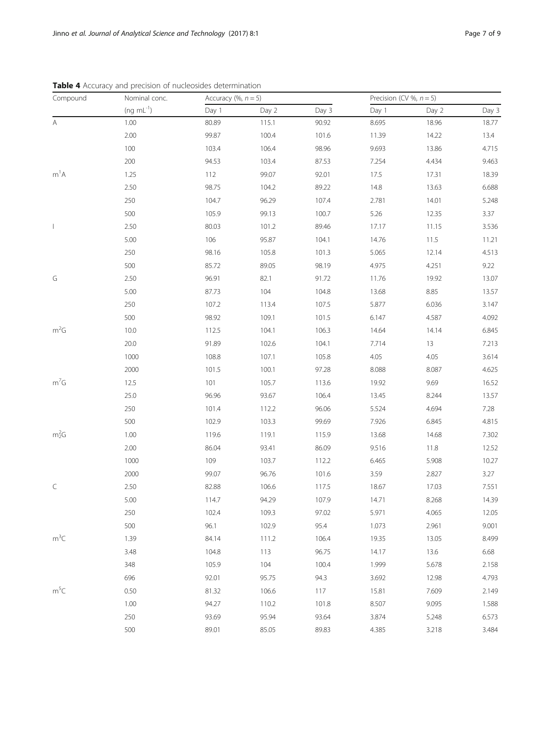**Table 4** Accuracy and precision of nucleosides determination

| Compound | Nominal conc. | Accuracy (%, $n = 5$) | | | Precision (CV %, $n = 5$) | | |
|---|---|---|---|---|---|---|---|
| | (ng $mL^{-1}$) | Day 1 | Day 2 | Day 3 | Day 1 | Day 2 | Day 3 |
| A | 1.00 | 80.89 | 115.1 | 90.92 | 8.695 | 18.96 | 18.77 |
| | 2.00 | 99.87 | 100.4 | 101.6 | 11.39 | 14.22 | 13.4 |
| | 100 | 103.4 | 106.4 | 98.96 | 9.693 | 13.86 | 4.715 |
| | 200 | 94.53 | 103.4 | 87.53 | 7.254 | 4.434 | 9.463 |
| $m^1A$ | 1.25 | 112 | 99.07 | 92.01 | 17.5 | 17.31 | 18.39 |
| | 2.50 | 98.75 | 104.2 | 89.22 | 14.8 | 13.63 | 6.688 |
| | 250 | 104.7 | 96.29 | 107.4 | 2.781 | 14.01 | 5.248 |
| | 500 | 105.9 | 99.13 | 100.7 | 5.26 | 12.35 | 3.37 |
| I | 2.50 | 80.03 | 101.2 | 89.46 | 17.17 | 11.15 | 3.536 |
| | 5.00 | 106 | 95.87 | 104.1 | 14.76 | 11.5 | 11.21 |
| | 250 | 98.16 | 105.8 | 101.3 | 5.065 | 12.14 | 4.513 |
| | 500 | 85.72 | 89.05 | 98.19 | 4.975 | 4.251 | 9.22 |
| G | 2.50 | 96.91 | 82.1 | 91.72 | 11.76 | 19.92 | 13.07 |
| | 5.00 | 87.73 | 104 | 104.8 | 13.68 | 8.85 | 13.57 |
| | 250 | 107.2 | 113.4 | 107.5 | 5.877 | 6.036 | 3.147 |
| | 500 | 98.92 | 109.1 | 101.5 | 6.147 | 4.587 | 4.092 |
| $m^2G$ | 10.0 | 112.5 | 104.1 | 106.3 | 14.64 | 14.14 | 6.845 |
| | 20.0 | 91.89 | 102.6 | 104.1 | 7.714 | 13 | 7.213 |
| | 1000 | 108.8 | 107.1 | 105.8 | 4.05 | 4.05 | 3.614 |
| | 2000 | 101.5 | 100.1 | 97.28 | 8.088 | 8.087 | 4.625 |
| $m^7G$ | 12.5 | 101 | 105.7 | 113.6 | 19.92 | 9.69 | 16.52 |
| | 25.0 | 96.96 | 93.67 | 106.4 | 13.45 | 8.244 | 13.57 |
| | 250 | 101.4 | 112.2 | 96.06 | 5.524 | 4.694 | 7.28 |
| | 500 | 102.9 | 103.3 | 99.69 | 7.926 | 6.845 | 4.815 |
| $m^2_2G$ | 1.00 | 119.6 | 119.1 | 115.9 | 13.68 | 14.68 | 7.302 |
| | 2.00 | 86.04 | 93.41 | 86.09 | 9.516 | 11.8 | 12.52 |
| | 1000 | 109 | 103.7 | 112.2 | 6.465 | 5.908 | 10.27 |
| | 2000 | 99.07 | 96.76 | 101.6 | 3.59 | 2.827 | 3.27 |
| C | 2.50 | 82.88 | 106.6 | 117.5 | 18.67 | 17.03 | 7.551 |
| | 5.00 | 114.7 | 94.29 | 107.9 | 14.71 | 8.268 | 14.39 |
| | 250 | 102.4 | 109.3 | 97.02 | 5.971 | 4.065 | 12.05 |
| | 500 | 96.1 | 102.9 | 95.4 | 1.073 | 2.961 | 9.001 |
| $m^3C$ | 1.39 | 84.14 | 111.2 | 106.4 | 19.35 | 13.05 | 8.499 |
| | 3.48 | 104.8 | 113 | 96.75 | 14.17 | 13.6 | 6.68 |
| | 348 | 105.9 | 104 | 100.4 | 1.999 | 5.678 | 2.158 |
| | 696 | 92.01 | 95.75 | 94.3 | 3.692 | 12.98 | 4.793 |
| $m^5C$ | 0.50 | 81.32 | 106.6 | 117 | 15.81 | 7.609 | 2.149 |
| | 1.00 | 94.27 | 110.2 | 101.8 | 8.507 | 9.095 | 1.588 |
| | 250 | 93.69 | 95.94 | 93.64 | 3.874 | 5.248 | 6.573 |
| | 500 | 89.01 | 85.05 | 89.83 | 4.385 | 3.218 | 3.484 |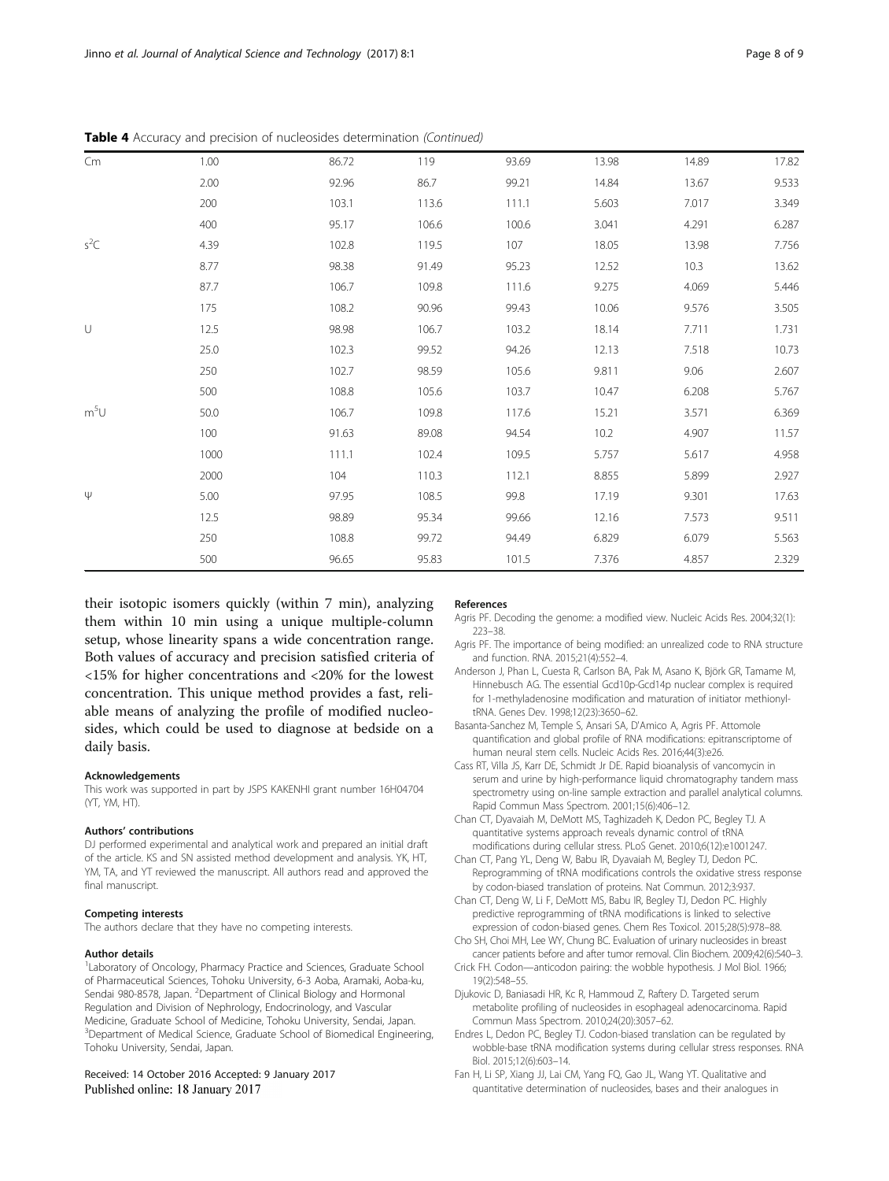**Table 4** Accuracy and precision of nucleosides determination *(Continued)*

| | | | | | | | |
|---|---|---|---|---|---|---|---|
| Cm | 1.00 | 86.72 | 119 | 93.69 | 13.98 | 14.89 | 17.82 |
| | 2.00 | 92.96 | 86.7 | 99.21 | 14.84 | 13.67 | 9.533 |
| | 200 | 103.1 | 113.6 | 111.1 | 5.603 | 7.017 | 3.349 |
| | 400 | 95.17 | 106.6 | 100.6 | 3.041 | 4.291 | 6.287 |
| $s^2C$ | 4.39 | 102.8 | 119.5 | 107 | 18.05 | 13.98 | 7.756 |
| | 8.77 | 98.38 | 91.49 | 95.23 | 12.52 | 10.3 | 13.62 |
| | 87.7 | 106.7 | 109.8 | 111.6 | 9.275 | 4.069 | 5.446 |
| | 175 | 108.2 | 90.96 | 99.43 | 10.06 | 9.576 | 3.505 |
| U | 12.5 | 98.98 | 106.7 | 103.2 | 18.14 | 7.711 | 1.731 |
| | 25.0 | 102.3 | 99.52 | 94.26 | 12.13 | 7.518 | 10.73 |
| | 250 | 102.7 | 98.59 | 105.6 | 9.811 | 9.06 | 2.607 |
| | 500 | 108.8 | 105.6 | 103.7 | 10.47 | 6.208 | 5.767 |
| $m^5U$ | 50.0 | 106.7 | 109.8 | 117.6 | 15.21 | 3.571 | 6.369 |
| | 100 | 91.63 | 89.08 | 94.54 | 10.2 | 4.907 | 11.57 |
| | 1000 | 111.1 | 102.4 | 109.5 | 5.757 | 5.617 | 4.958 |
| | 2000 | 104 | 110.3 | 112.1 | 8.855 | 5.899 | 2.927 |
| Ψ | 5.00 | 97.95 | 108.5 | 99.8 | 17.19 | 9.301 | 17.63 |
| | 12.5 | 98.89 | 95.34 | 99.66 | 12.16 | 7.573 | 9.511 |
| | 250 | 108.8 | 99.72 | 94.49 | 6.829 | 6.079 | 5.563 |
| | 500 | 96.65 | 95.83 | 101.5 | 7.376 | 4.857 | 2.329 |

their isotopic isomers quickly (within 7 min), analyzing them within 10 min using a unique multiple-column setup, whose linearity spans a wide concentration range. Both values of accuracy and precision satisfied criteria of <15% for higher concentrations and <20% for the lowest concentration. This unique method provides a fast, reliable means of analyzing the profile of modified nucleosides, which could be used to diagnose at bedside on a daily basis.

#### Acknowledgements
This work was supported in part by JSPS KAKENHI grant number 16H04704 (YT, YM, HT).

#### Authors' contributions
DJ performed experimental and analytical work and prepared an initial draft of the article. KS and SN assisted method development and analysis. YK, HT, YM, TA, and YT reviewed the manuscript. All authors read and approved the final manuscript.

#### Competing interests
The authors declare that they have no competing interests.

#### Author details
[1]Laboratory of Oncology, Pharmacy Practice and Sciences, Graduate School of Pharmaceutical Sciences, Tohoku University, 6-3 Aoba, Aramaki, Aoba-ku, Sendai 980-8578, Japan. [2]Department of Clinical Biology and Hormonal Regulation and Division of Nephrology, Endocrinology, and Vascular Medicine, Graduate School of Medicine, Tohoku University, Sendai, Japan. [3]Department of Medical Science, Graduate School of Biomedical Engineering, Tohoku University, Sendai, Japan.

Received: 14 October 2016 Accepted: 9 January 2017
Published online: 18 January 2017

#### References
- Agris PF. Decoding the genome: a modified view. Nucleic Acids Res. 2004;32(1): 223–38.
- Agris PF. The importance of being modified: an unrealized code to RNA structure and function. RNA. 2015;21(4):552–4.
- Anderson J, Phan L, Cuesta R, Carlson BA, Pak M, Asano K, Björk GR, Tamame M, Hinnebusch AG. The essential Gcd10p-Gcd14p nuclear complex is required for 1-methyladenosine modification and maturation of initiator methionyl-tRNA. Genes Dev. 1998;12(23):3650–62.
- Basanta-Sanchez M, Temple S, Ansari SA, D'Amico A, Agris PF. Attomole quantification and global profile of RNA modifications: epitranscriptome of human neural stem cells. Nucleic Acids Res. 2016;44(3):e26.
- Cass RT, Villa JS, Karr DE, Schmidt Jr DE. Rapid bioanalysis of vancomycin in serum and urine by high-performance liquid chromatography tandem mass spectrometry using on-line sample extraction and parallel analytical columns. Rapid Commun Mass Spectrom. 2001;15(6):406–12.
- Chan CT, Dyavaiah M, DeMott MS, Taghizadeh K, Dedon PC, Begley TJ. A quantitative systems approach reveals dynamic control of tRNA modifications during cellular stress. PLoS Genet. 2010;6(12):e1001247.
- Chan CT, Pang YL, Deng W, Babu IR, Dyavaiah M, Begley TJ, Dedon PC. Reprogramming of tRNA modifications controls the oxidative stress response by codon-biased translation of proteins. Nat Commun. 2012;3:937.
- Chan CT, Deng W, Li F, DeMott MS, Babu IR, Begley TJ, Dedon PC. Highly predictive reprogramming of tRNA modifications is linked to selective expression of codon-biased genes. Chem Res Toxicol. 2015;28(5):978–88.
- Cho SH, Choi MH, Lee WY, Chung BC. Evaluation of urinary nucleosides in breast cancer patients before and after tumor removal. Clin Biochem. 2009;42(6):540–3.
- Crick FH. Codon—anticodon pairing: the wobble hypothesis. J Mol Biol. 1966; 19(2):548–55.
- Djukovic D, Baniasadi HR, Kc R, Hammoud Z, Raftery D. Targeted serum metabolite profiling of nucleosides in esophageal adenocarcinoma. Rapid Commun Mass Spectrom. 2010;24(20):3057–62.
- Endres L, Dedon PC, Begley TJ. Codon-biased translation can be regulated by wobble-base tRNA modification systems during cellular stress responses. RNA Biol. 2015;12(6):603–14.
- Fan H, Li SP, Xiang JJ, Lai CM, Yang FQ, Gao JL, Wang YT. Qualitative and quantitative determination of nucleosides, bases and their analogues in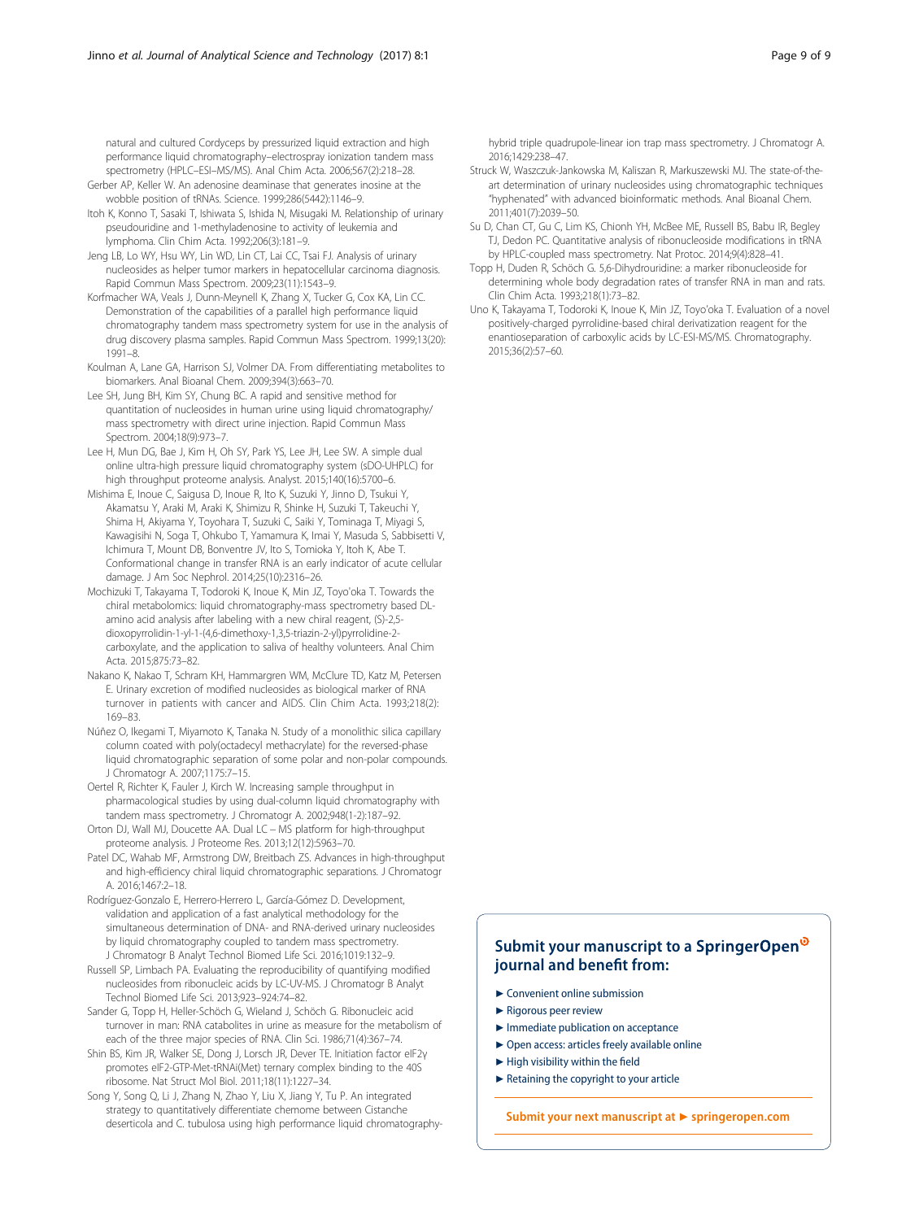natural and cultured Cordyceps by pressurized liquid extraction and high performance liquid chromatography–electrospray ionization tandem mass spectrometry (HPLC–ESI–MS/MS). Anal Chim Acta. 2006;567(2):218–28.

Gerber AP, Keller W. An adenosine deaminase that generates inosine at the wobble position of tRNAs. Science. 1999;286(5442):1146–9.

Itoh K, Konno T, Sasaki T, Ishiwata S, Ishida N, Misugaki M. Relationship of urinary pseudouridine and 1-methyladenosine to activity of leukemia and lymphoma. Clin Chim Acta. 1992;206(3):181–9.

Jeng LB, Lo WY, Hsu WY, Lin WD, Lin CT, Lai CC, Tsai FJ. Analysis of urinary nucleosides as helper tumor markers in hepatocellular carcinoma diagnosis. Rapid Commun Mass Spectrom. 2009;23(11):1543–9.

Korfmacher WA, Veals J, Dunn-Meynell K, Zhang X, Tucker G, Cox KA, Lin CC. Demonstration of the capabilities of a parallel high performance liquid chromatography tandem mass spectrometry system for use in the analysis of drug discovery plasma samples. Rapid Commun Mass Spectrom. 1999;13(20):1991–8.

Koulman A, Lane GA, Harrison SJ, Volmer DA. From differentiating metabolites to biomarkers. Anal Bioanal Chem. 2009;394(3):663–70.

Lee SH, Jung BH, Kim SY, Chung BC. A rapid and sensitive method for quantitation of nucleosides in human urine using liquid chromatography/mass spectrometry with direct urine injection. Rapid Commun Mass Spectrom. 2004;18(9):973–7.

Lee H, Mun DG, Bae J, Kim H, Oh SY, Park YS, Lee JH, Lee SW. A simple dual online ultra-high pressure liquid chromatography system (sDO-UHPLC) for high throughput proteome analysis. Analyst. 2015;140(16):5700–6.

Mishima E, Inoue C, Saigusa D, Inoue R, Ito K, Suzuki Y, Jinno D, Tsukui Y, Akamatsu Y, Araki M, Araki K, Shimizu R, Shinke H, Suzuki T, Takeuchi Y, Shima H, Akiyama Y, Toyohara T, Suzuki C, Saiki Y, Tominaga T, Miyagi S, Kawagisihi N, Soga T, Ohkubo T, Yamamura K, Imai Y, Masuda S, Sabbisetti V, Ichimura T, Mount DB, Bonventre JV, Ito S, Tomioka Y, Itoh K, Abe T. Conformational change in transfer RNA is an early indicator of acute cellular damage. J Am Soc Nephrol. 2014;25(10):2316–26.

Mochizuki T, Takayama T, Todoroki K, Inoue K, Min JZ, Toyo'oka T. Towards the chiral metabolomics: liquid chromatography-mass spectrometry based DL-amino acid analysis after labeling with a new chiral reagent, (S)-2,5-dioxopyrrolidin-1-yl-1-(4,6-dimethoxy-1,3,5-triazin-2-yl)pyrrolidine-2-carboxylate, and the application to saliva of healthy volunteers. Anal Chim Acta. 2015;875:73–82.

Nakano K, Nakao T, Schram KH, Hammargren WM, McClure TD, Katz M, Petersen E. Urinary excretion of modified nucleosides as biological marker of RNA turnover in patients with cancer and AIDS. Clin Chim Acta. 1993;218(2):169–83.

Núñez O, Ikegami T, Miyamoto K, Tanaka N. Study of a monolithic silica capillary column coated with poly(octadecyl methacrylate) for the reversed-phase liquid chromatographic separation of some polar and non-polar compounds. J Chromatogr A. 2007;1175:7–15.

Oertel R, Richter K, Fauler J, Kirch W. Increasing sample throughput in pharmacological studies by using dual-column liquid chromatography with tandem mass spectrometry. J Chromatogr A. 2002;948(1-2):187–92.

Orton DJ, Wall MJ, Doucette AA. Dual LC – MS platform for high-throughput proteome analysis. J Proteome Res. 2013;12(12):5963–70.

Patel DC, Wahab MF, Armstrong DW, Breitbach ZS. Advances in high-throughput and high-efficiency chiral liquid chromatographic separations. J Chromatogr A. 2016;1467:2–18.

Rodríguez-Gonzalo E, Herrero-Herrero L, García-Gómez D. Development, validation and application of a fast analytical methodology for the simultaneous determination of DNA- and RNA-derived urinary nucleosides by liquid chromatography coupled to tandem mass spectrometry. J Chromatogr B Analyt Technol Biomed Life Sci. 2016;1019:132–9.

Russell SP, Limbach PA. Evaluating the reproducibility of quantifying modified nucleosides from ribonucleic acids by LC-UV-MS. J Chromatogr B Analyt Technol Biomed Life Sci. 2013;923–924:74–82.

Sander G, Topp H, Heller-Schöch G, Wieland J, Schöch G. Ribonucleic acid turnover in man: RNA catabolites in urine as measure for the metabolism of each of the three major species of RNA. Clin Sci. 1986;71(4):367–74.

Shin BS, Kim JR, Walker SE, Dong J, Lorsch JR, Dever TE. Initiation factor eIF2γ promotes eIF2-GTP-Met-tRNAi(Met) ternary complex binding to the 40S ribosome. Nat Struct Mol Biol. 2011;18(11):1227–34.

Song Y, Song Q, Li J, Zhang N, Zhao Y, Liu X, Jiang Y, Tu P. An integrated strategy to quantitatively differentiate chemome between Cistanche deserticola and C. tubulosa using high performance liquid chromatography-hybrid triple quadrupole-linear ion trap mass spectrometry. J Chromatogr A. 2016;1429:238–47.

Struck W, Waszczuk-Jankowska M, Kaliszan R, Markuszewski MJ. The state-of-the-art determination of urinary nucleosides using chromatographic techniques "hyphenated" with advanced bioinformatic methods. Anal Bioanal Chem. 2011;401(7):2039–50.

Su D, Chan CT, Gu C, Lim KS, Chionh YH, McBee ME, Russell BS, Babu IR, Begley TJ, Dedon PC. Quantitative analysis of ribonucleoside modifications in tRNA by HPLC-coupled mass spectrometry. Nat Protoc. 2014;9(4):828–41.

Topp H, Duden R, Schöch G. 5,6-Dihydrouridine: a marker ribonucleoside for determining whole body degradation rates of transfer RNA in man and rats. Clin Chim Acta. 1993;218(1):73–82.

Uno K, Takayama T, Todoroki K, Inoue K, Min JZ, Toyo'oka T. Evaluation of a novel positively-charged pyrrolidine-based chiral derivatization reagent for the enantioseparation of carboxylic acids by LC-ESI-MS/MS. Chromatography. 2015;36(2):57–60.

**Submit your manuscript to a SpringerOpen journal and benefit from:**

- ► Convenient online submission
- ► Rigorous peer review
- ► Immediate publication on acceptance
- ► Open access: articles freely available online
- ► High visibility within the field
- ► Retaining the copyright to your article

**Submit your next manuscript at ► springeropen.com**